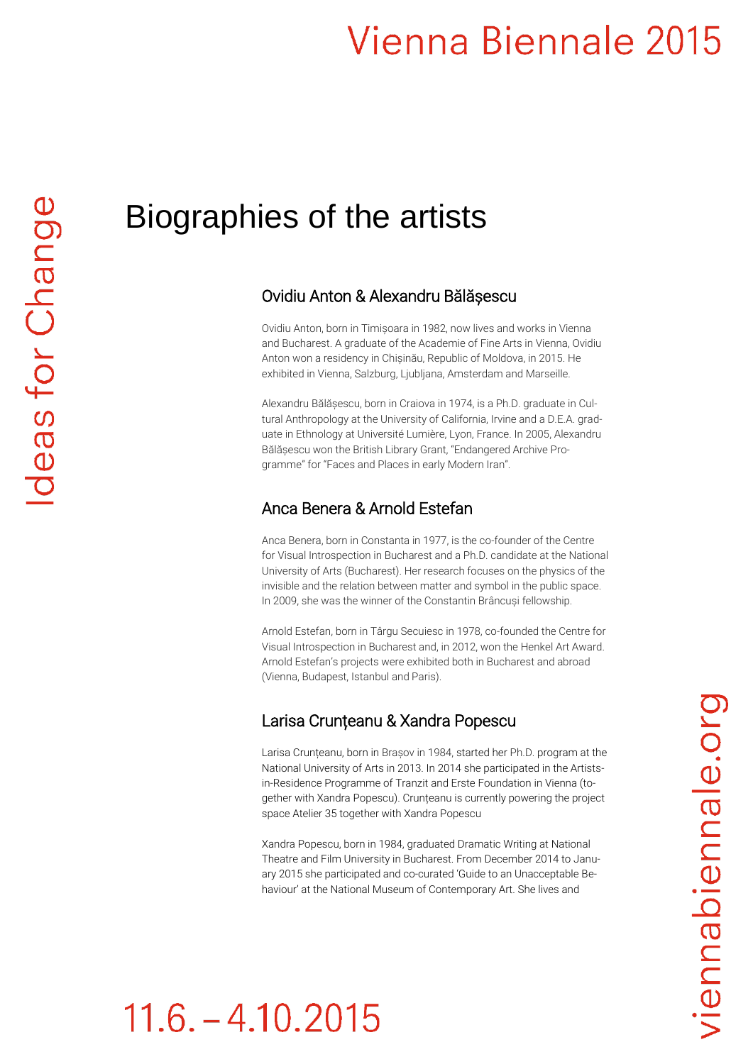# Biographies of the artists

## Ovidiu Anton & Alexandru Bălășescu

Ovidiu Anton, born in Timișoara in 1982, now lives and works in Vienna and Bucharest. A graduate of the Academie of Fine Arts in Vienna, Ovidiu Anton won a residency in Chișinău, Republic of Moldova, in 2015. He exhibited in Vienna, Salzburg, Ljubljana, Amsterdam and Marseille.

Alexandru Bălășescu, born in Craiova in 1974, is a Ph.D. graduate in Cultural Anthropology at the University of California, Irvine and a D.E.A. graduate in Ethnology at Université Lumière, Lyon, France. In 2005, Alexandru Bălășescu won the British Library Grant, "Endangered Archive Programme" for "Faces and Places in early Modern Iran".

## Anca Benera & Arnold Estefan

Anca Benera, born in Constanta in 1977, is the co-founder of the Centre for Visual Introspection in Bucharest and a Ph.D. candidate at the National University of Arts (Bucharest). Her research focuses on the physics of the invisible and the relation between matter and symbol in the public space. In 2009, she was the winner of the Constantin Brâncuși fellowship.

Arnold Estefan, born in Târgu Secuiesc in 1978, co-founded the Centre for Visual Introspection in Bucharest and, in 2012, won the Henkel Art Award. Arnold Estefan's projects were exhibited both in Bucharest and abroad (Vienna, Budapest, Istanbul and Paris).

## Larisa Crunțeanu & Xandra Popescu

Larisa Crunțeanu, born in Brașov in 1984, started her Ph.D. program at the National University of Arts in 2013. In 2014 she participated in the Artists-in-Residence Programme of Tranzit and Erste Foundation in Vienna (together with Xandra Popescu). Crunțeanu is currently powering the project space Atelier 35 together with Xandra Popescu

Xandra Popescu, born in 1984, graduated Dramatic Writing at National Theatre and Film University in Bucharest. From December 2014 to January 2015 she participated and co-curated 'Guide to an Unacceptable Behaviour' at the National Museum of Contemporary Art. She lives and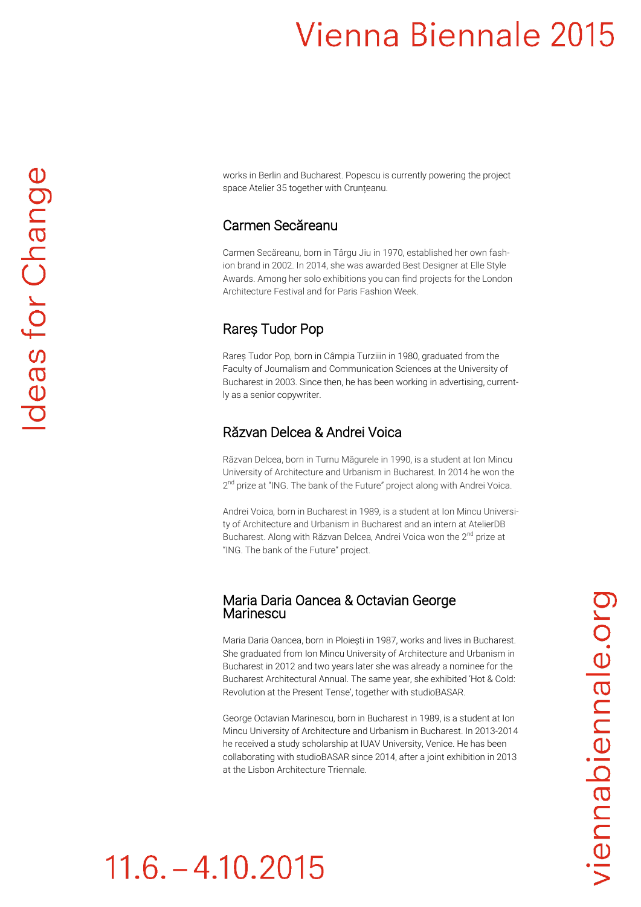works in Berlin and Bucharest. Popescu is currently powering the project space Atelier 35 together with Crunțeanu.

## Carmen Secăreanu

Carmen Secăreanu, born in Târgu Jiu in 1970, established her own fashion brand in 2002. In 2014, she was awarded Best Designer at Elle Style Awards. Among her solo exhibitions you can find projects for the London Architecture Festival and for Paris Fashion Week.

## Rareș Tudor Pop

Rareș Tudor Pop, born in Câmpia Turziiin in 1980, graduated from the Faculty of Journalism and Communication Sciences at the University of Bucharest in 2003. Since then, he has been working in advertising, currently as a senior copywriter.

## Răzvan Delcea & Andrei Voica

Răzvan Delcea, born in Turnu Măgurele in 1990, is a student at Ion Mincu University of Architecture and Urbanism in Bucharest. In 2014 he won the 2nd prize at "ING. The bank of the Future" project along with Andrei Voica.

Andrei Voica, born in Bucharest in 1989, is a student at Ion Mincu University of Architecture and Urbanism in Bucharest and an intern at AtelierDB Bucharest. Along with Răzvan Delcea, Andrei Voica won the 2nd prize at "ING. The bank of the Future" project.

## Maria Daria Oancea & Octavian George Marinescu

Maria Daria Oancea, born in Ploiești in 1987, works and lives in Bucharest. She graduated from Ion Mincu University of Architecture and Urbanism in Bucharest in 2012 and two years later she was already a nominee for the Bucharest Architectural Annual. The same year, she exhibited 'Hot & Cold: Revolution at the Present Tense', together with studioBASAR.

George Octavian Marinescu, born in Bucharest in 1989, is a student at Ion Mincu University of Architecture and Urbanism in Bucharest. In 2013-2014 he received a study scholarship at IUAV University, Venice. He has been collaborating with studioBASAR since 2014, after a joint exhibition in 2013 at the Lisbon Architecture Triennale.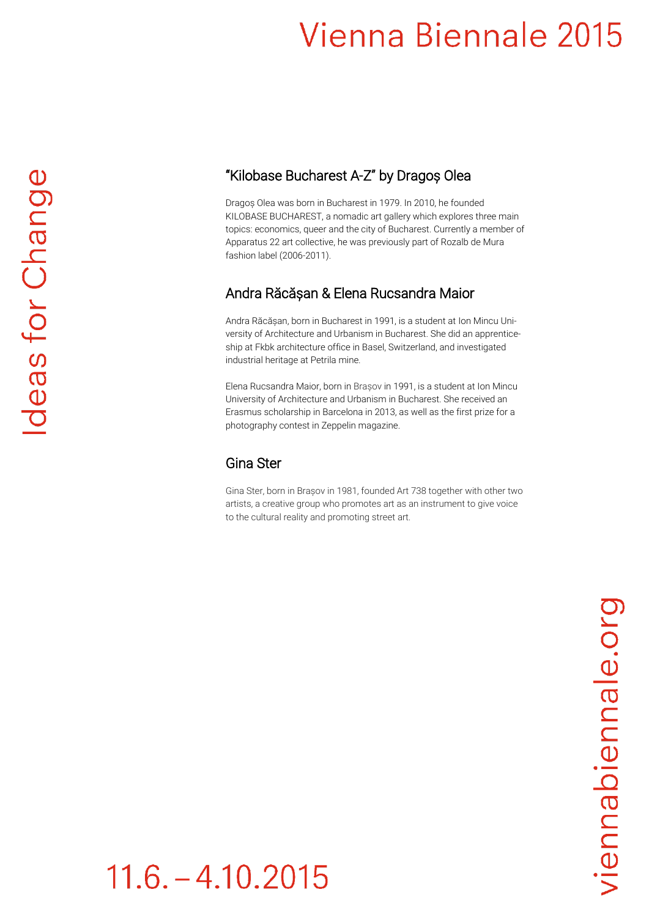## "Kilobase Bucharest A-Z" by Dragoș Olea

Dragoș Olea was born in Bucharest in 1979. In 2010, he founded KILOBASE BUCHAREST, a nomadic art gallery which explores three main topics: economics, queer and the city of Bucharest. Currently a member of Apparatus 22 art collective, he was previously part of Rozalb de Mura fashion label (2006-2011).

## Andra Răcășan & Elena Rucsandra Maior

Andra Răcășan, born in Bucharest in 1991, is a student at Ion Mincu University of Architecture and Urbanism in Bucharest. She did an apprenticeship at Fkbk architecture office in Basel, Switzerland, and investigated industrial heritage at Petrila mine.

Elena Rucsandra Maior, born in Brașov in 1991, is a student at Ion Mincu University of Architecture and Urbanism in Bucharest. She received an Erasmus scholarship in Barcelona in 2013, as well as the first prize for a photography contest in Zeppelin magazine.

## Gina Ster

Gina Ster, born in Brașov in 1981, founded Art 738 together with other two artists, a creative group who promotes art as an instrument to give voice to the cultural reality and promoting street art.